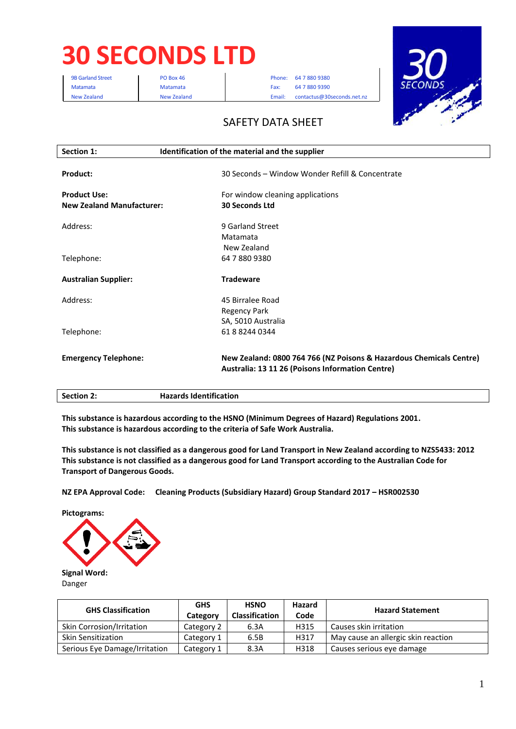# 30 SECONDS LTD

9B Garland Street
Matamata
New Zealand

PO Box 46
Matamata
New Zealand

Phone: 64 7 880 9380
Fax: 64 7 880 9390
Email: contactus@30seconds.net.nz

## SAFETY DATA SHEET

| Section 1: | Identification of the material and the supplier |
|---|---|

**Product:** 30 Seconds – Window Wonder Refill & Concentrate

**Product Use:** For window cleaning applications

**New Zealand Manufacturer:** **30 Seconds Ltd**

Address: 9 Garland Street
Matamata
New Zealand

Telephone: 64 7 880 9380

**Australian Supplier:** **Tradeware**

Address: 45 Birralee Road
Regency Park
SA, 5010 Australia

Telephone: 61 8 8244 0344

**Emergency Telephone:** **New Zealand: 0800 764 766 (NZ Poisons & Hazardous Chemicals Centre)**
**Australia: 13 11 26 (Poisons Information Centre)**

| Section 2: | Hazards Identification |
|---|---|

**This substance is hazardous according to the HSNO (Minimum Degrees of Hazard) Regulations 2001.**
**This substance is hazardous according to the criteria of Safe Work Australia.**

**This substance is not classified as a dangerous good for Land Transport in New Zealand according to NZS5433: 2012**
**This substance is not classified as a dangerous good for Land Transport according to the Australian Code for Transport of Dangerous Goods.**

**NZ EPA Approval Code:** **Cleaning Products (Subsidiary Hazard) Group Standard 2017 – HSR002530**

**Pictograms:**

**Signal Word:**
Danger

| GHS Classification | GHS Category | HSNO Classification | Hazard Code | Hazard Statement |
|---|---|---|---|---|
| Skin Corrosion/Irritation | Category 2 | 6.3A | H315 | Causes skin irritation |
| Skin Sensitization | Category 1 | 6.5B | H317 | May cause an allergic skin reaction |
| Serious Eye Damage/Irritation | Category 1 | 8.3A | H318 | Causes serious eye damage |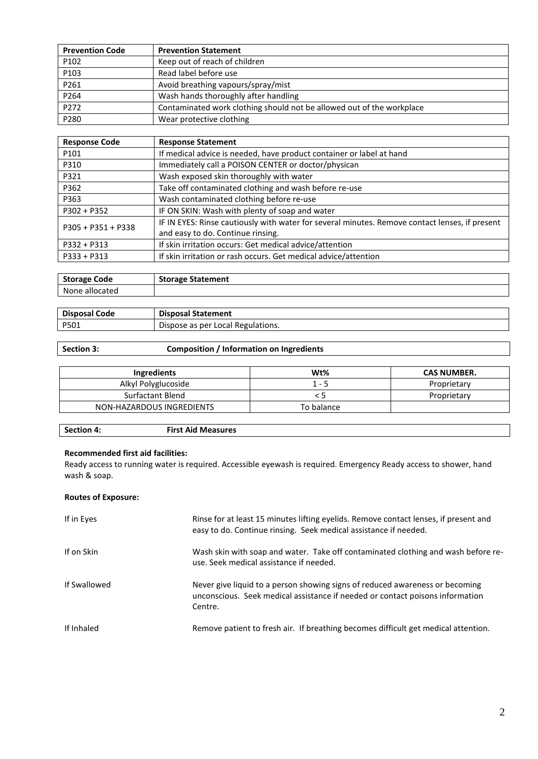| Prevention Code | Prevention Statement |
|---|---|
| P102 | Keep out of reach of children |
| P103 | Read label before use |
| P261 | Avoid breathing vapours/spray/mist |
| P264 | Wash hands thoroughly after handling |
| P272 | Contaminated work clothing should not be allowed out of the workplace |
| P280 | Wear protective clothing |

| Response Code | Response Statement |
|---|---|
| P101 | If medical advice is needed, have product container or label at hand |
| P310 | Immediately call a POISON CENTER or doctor/physican |
| P321 | Wash exposed skin thoroughly with water |
| P362 | Take off contaminated clothing and wash before re-use |
| P363 | Wash contaminated clothing before re-use |
| P302 + P352 | IF ON SKIN: Wash with plenty of soap and water |
| P305 + P351 + P338 | IF IN EYES: Rinse cautiously with water for several minutes. Remove contact lenses, if present and easy to do. Continue rinsing. |
| P332 + P313 | If skin irritation occurs: Get medical advice/attention |
| P333 + P313 | If skin irritation or rash occurs. Get medical advice/attention |

| Storage Code | Storage Statement |
|---|---|
| None allocated | |

| Disposal Code | Disposal Statement |
|---|---|
| P501 | Dispose as per Local Regulations. |

## Section 3: Composition / Information on Ingredients

| Ingredients | Wt% | CAS NUMBER. |
|---|---|---|
| Alkyl Polyglucoside | 1 - 5 | Proprietary |
| Surfactant Blend | < 5 | Proprietary |
| NON-HAZARDOUS INGREDIENTS | To balance | |

## Section 4: First Aid Measures

**Recommended first aid facilities:**

Ready access to running water is required. Accessible eyewash is required. Emergency Ready access to shower, hand wash & soap.

**Routes of Exposure:**

If in Eyes — Rinse for at least 15 minutes lifting eyelids. Remove contact lenses, if present and easy to do. Continue rinsing. Seek medical assistance if needed.

If on Skin — Wash skin with soap and water. Take off contaminated clothing and wash before re-use. Seek medical assistance if needed.

If Swallowed — Never give liquid to a person showing signs of reduced awareness or becoming unconscious. Seek medical assistance if needed or contact poisons information Centre.

If Inhaled — Remove patient to fresh air. If breathing becomes difficult get medical attention.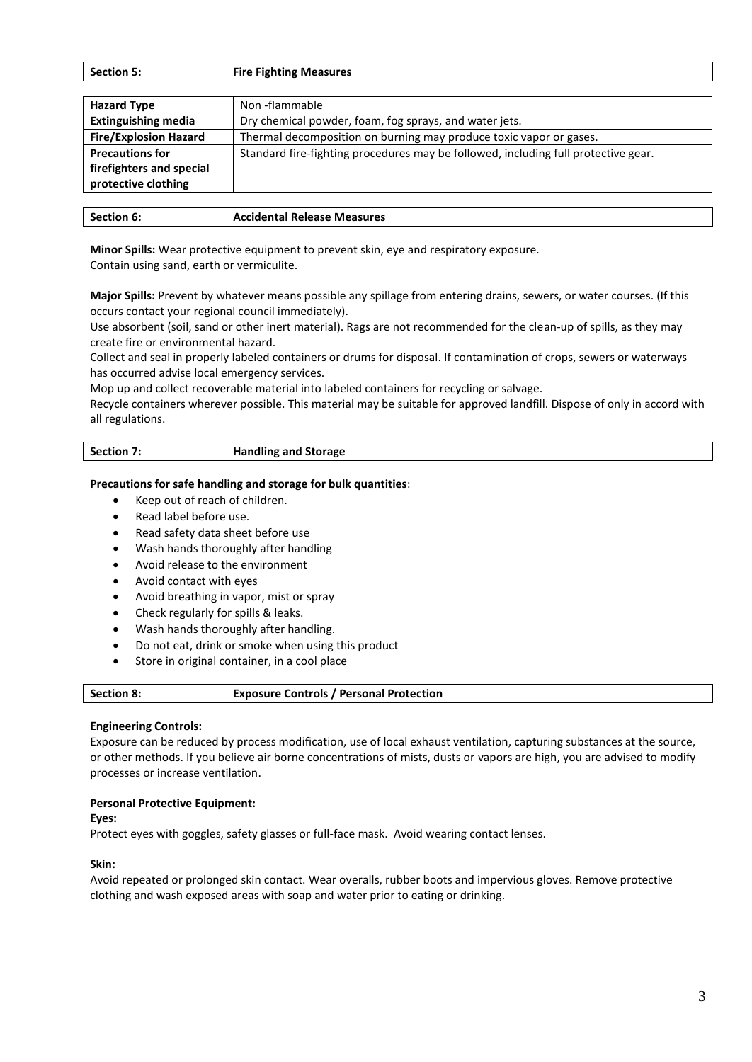## Section 5: Fire Fighting Measures

| | |
|---|---|
| **Hazard Type** | Non -flammable |
| **Extinguishing media** | Dry chemical powder, foam, fog sprays, and water jets. |
| **Fire/Explosion Hazard** | Thermal decomposition on burning may produce toxic vapor or gases. |
| **Precautions for firefighters and special protective clothing** | Standard fire-fighting procedures may be followed, including full protective gear. |

## Section 6: Accidental Release Measures

**Minor Spills:** Wear protective equipment to prevent skin, eye and respiratory exposure.
Contain using sand, earth or vermiculite.

**Major Spills:** Prevent by whatever means possible any spillage from entering drains, sewers, or water courses. (If this occurs contact your regional council immediately).
Use absorbent (soil, sand or other inert material). Rags are not recommended for the clean-up of spills, as they may create fire or environmental hazard.
Collect and seal in properly labeled containers or drums for disposal. If contamination of crops, sewers or waterways has occurred advise local emergency services.
Mop up and collect recoverable material into labeled containers for recycling or salvage.
Recycle containers wherever possible. This material may be suitable for approved landfill. Dispose of only in accord with all regulations.

## Section 7: Handling and Storage

**Precautions for safe handling and storage for bulk quantities**:

- Keep out of reach of children.
- Read label before use.
- Read safety data sheet before use
- Wash hands thoroughly after handling
- Avoid release to the environment
- Avoid contact with eyes
- Avoid breathing in vapor, mist or spray
- Check regularly for spills & leaks.
- Wash hands thoroughly after handling.
- Do not eat, drink or smoke when using this product
- Store in original container, in a cool place

## Section 8: Exposure Controls / Personal Protection

**Engineering Controls:**
Exposure can be reduced by process modification, use of local exhaust ventilation, capturing substances at the source, or other methods. If you believe air borne concentrations of mists, dusts or vapors are high, you are advised to modify processes or increase ventilation.

**Personal Protective Equipment:**

**Eyes:**
Protect eyes with goggles, safety glasses or full-face mask. Avoid wearing contact lenses.

**Skin:**
Avoid repeated or prolonged skin contact. Wear overalls, rubber boots and impervious gloves. Remove protective clothing and wash exposed areas with soap and water prior to eating or drinking.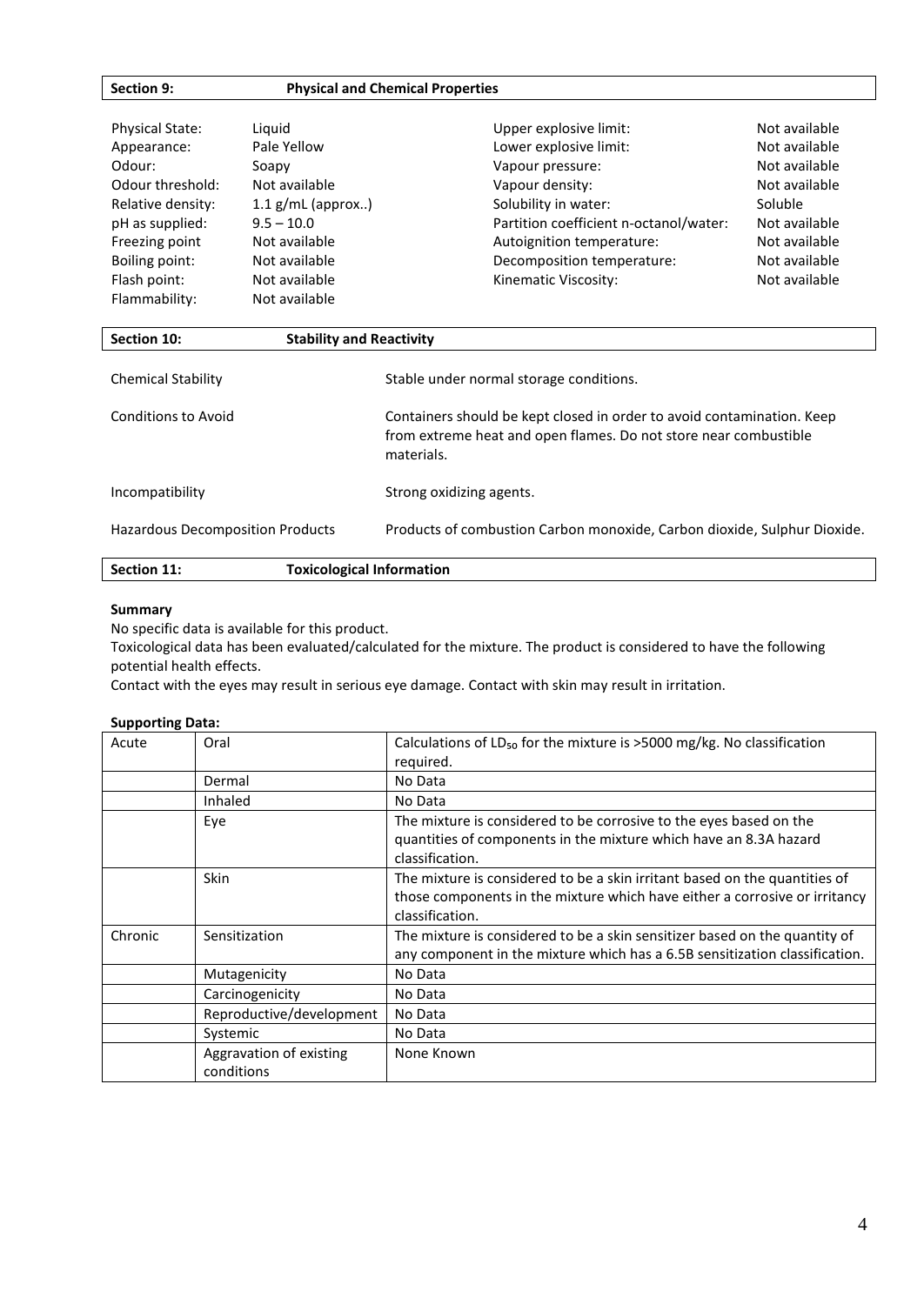## Section 9: Physical and Chemical Properties

| | | | |
|---|---|---|---|
| Physical State: | Liquid | Upper explosive limit: | Not available |
| Appearance: | Pale Yellow | Lower explosive limit: | Not available |
| Odour: | Soapy | Vapour pressure: | Not available |
| Odour threshold: | Not available | Vapour density: | Not available |
| Relative density: | 1.1 g/mL (approx..) | Solubility in water: | Soluble |
| pH as supplied: | 9.5 – 10.0 | Partition coefficient n-octanol/water: | Not available |
| Freezing point | Not available | Autoignition temperature: | Not available |
| Boiling point: | Not available | Decomposition temperature: | Not available |
| Flash point: | Not available | Kinematic Viscosity: | Not available |
| Flammability: | Not available | | |

## Section 10: Stability and Reactivity

| | |
|---|---|
| Chemical Stability | Stable under normal storage conditions. |
| Conditions to Avoid | Containers should be kept closed in order to avoid contamination. Keep from extreme heat and open flames. Do not store near combustible materials. |
| Incompatibility | Strong oxidizing agents. |
| Hazardous Decomposition Products | Products of combustion Carbon monoxide, Carbon dioxide, Sulphur Dioxide. |

## Section 11: Toxicological Information

**Summary**

No specific data is available for this product.

Toxicological data has been evaluated/calculated for the mixture. The product is considered to have the following potential health effects.

Contact with the eyes may result in serious eye damage. Contact with skin may result in irritation.

**Supporting Data:**

| | | |
|---|---|---|
| Acute | Oral | Calculations of $LD_{50}$ for the mixture is >5000 mg/kg. No classification required. |
| | Dermal | No Data |
| | Inhaled | No Data |
| | Eye | The mixture is considered to be corrosive to the eyes based on the quantities of components in the mixture which have an 8.3A hazard classification. |
| | Skin | The mixture is considered to be a skin irritant based on the quantities of those components in the mixture which have either a corrosive or irritancy classification. |
| Chronic | Sensitization | The mixture is considered to be a skin sensitizer based on the quantity of any component in the mixture which has a 6.5B sensitization classification. |
| | Mutagenicity | No Data |
| | Carcinogenicity | No Data |
| | Reproductive/development | No Data |
| | Systemic | No Data |
| | Aggravation of existing conditions | None Known |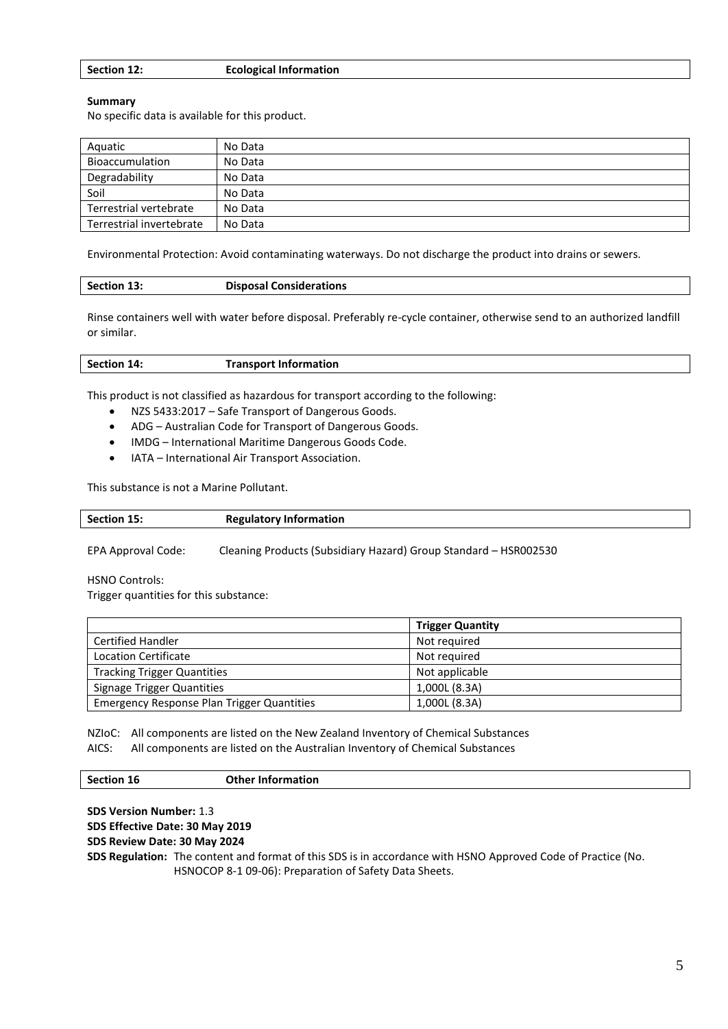## Section 12: Ecological Information

**Summary**

No specific data is available for this product.

| Aquatic | No Data |
|---|---|
| Bioaccumulation | No Data |
| Degradability | No Data |
| Soil | No Data |
| Terrestrial vertebrate | No Data |
| Terrestrial invertebrate | No Data |

Environmental Protection: Avoid contaminating waterways. Do not discharge the product into drains or sewers.

## Section 13: Disposal Considerations

Rinse containers well with water before disposal. Preferably re-cycle container, otherwise send to an authorized landfill or similar.

## Section 14: Transport Information

This product is not classified as hazardous for transport according to the following:

- NZS 5433:2017 – Safe Transport of Dangerous Goods.
- ADG – Australian Code for Transport of Dangerous Goods.
- IMDG – International Maritime Dangerous Goods Code.
- IATA – International Air Transport Association.

This substance is not a Marine Pollutant.

## Section 15: Regulatory Information

EPA Approval Code: Cleaning Products (Subsidiary Hazard) Group Standard – HSR002530

HSNO Controls:

Trigger quantities for this substance:

| | Trigger Quantity |
|---|---|
| Certified Handler | Not required |
| Location Certificate | Not required |
| Tracking Trigger Quantities | Not applicable |
| Signage Trigger Quantities | 1,000L (8.3A) |
| Emergency Response Plan Trigger Quantities | 1,000L (8.3A) |

NZIoC: All components are listed on the New Zealand Inventory of Chemical Substances

AICS: All components are listed on the Australian Inventory of Chemical Substances

## Section 16 Other Information

**SDS Version Number:** 1.3

**SDS Effective Date: 30 May 2019**

**SDS Review Date: 30 May 2024**

**SDS Regulation:** The content and format of this SDS is in accordance with HSNO Approved Code of Practice (No. HSNOCOP 8-1 09-06): Preparation of Safety Data Sheets.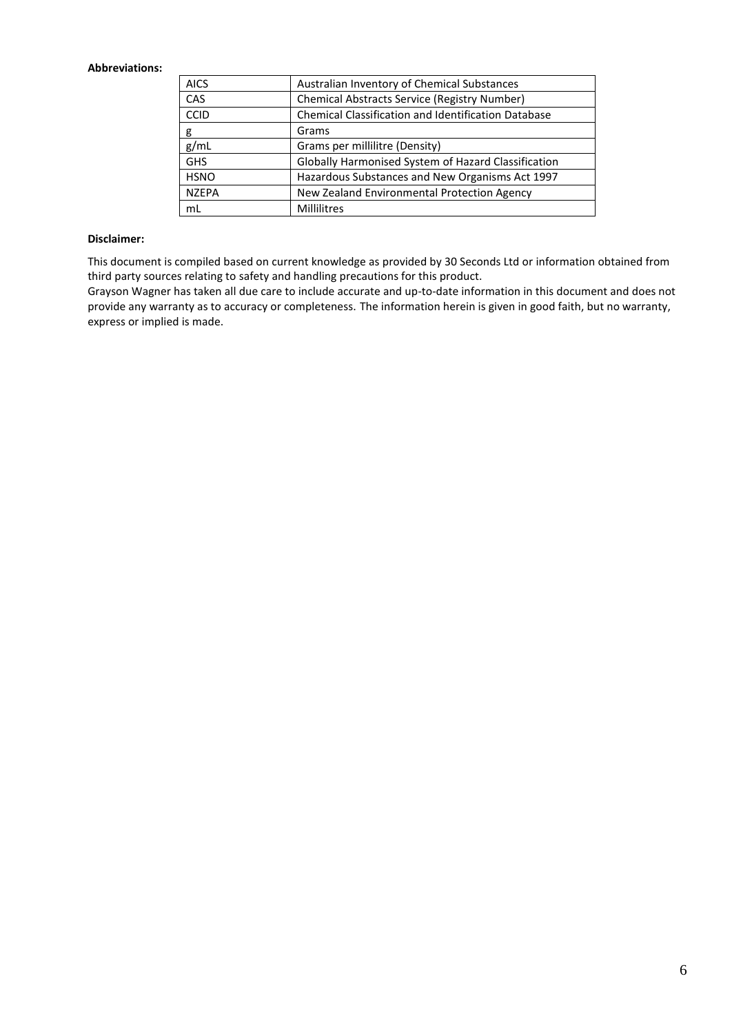**Abbreviations:**

| | |
|---|---|
| AICS | Australian Inventory of Chemical Substances |
| CAS | Chemical Abstracts Service (Registry Number) |
| CCID | Chemical Classification and Identification Database |
| g | Grams |
| g/mL | Grams per millilitre (Density) |
| GHS | Globally Harmonised System of Hazard Classification |
| HSNO | Hazardous Substances and New Organisms Act 1997 |
| NZEPA | New Zealand Environmental Protection Agency |
| mL | Millilitres |

**Disclaimer:**

This document is compiled based on current knowledge as provided by 30 Seconds Ltd or information obtained from third party sources relating to safety and handling precautions for this product.
Grayson Wagner has taken all due care to include accurate and up-to-date information in this document and does not provide any warranty as to accuracy or completeness. The information herein is given in good faith, but no warranty, express or implied is made.